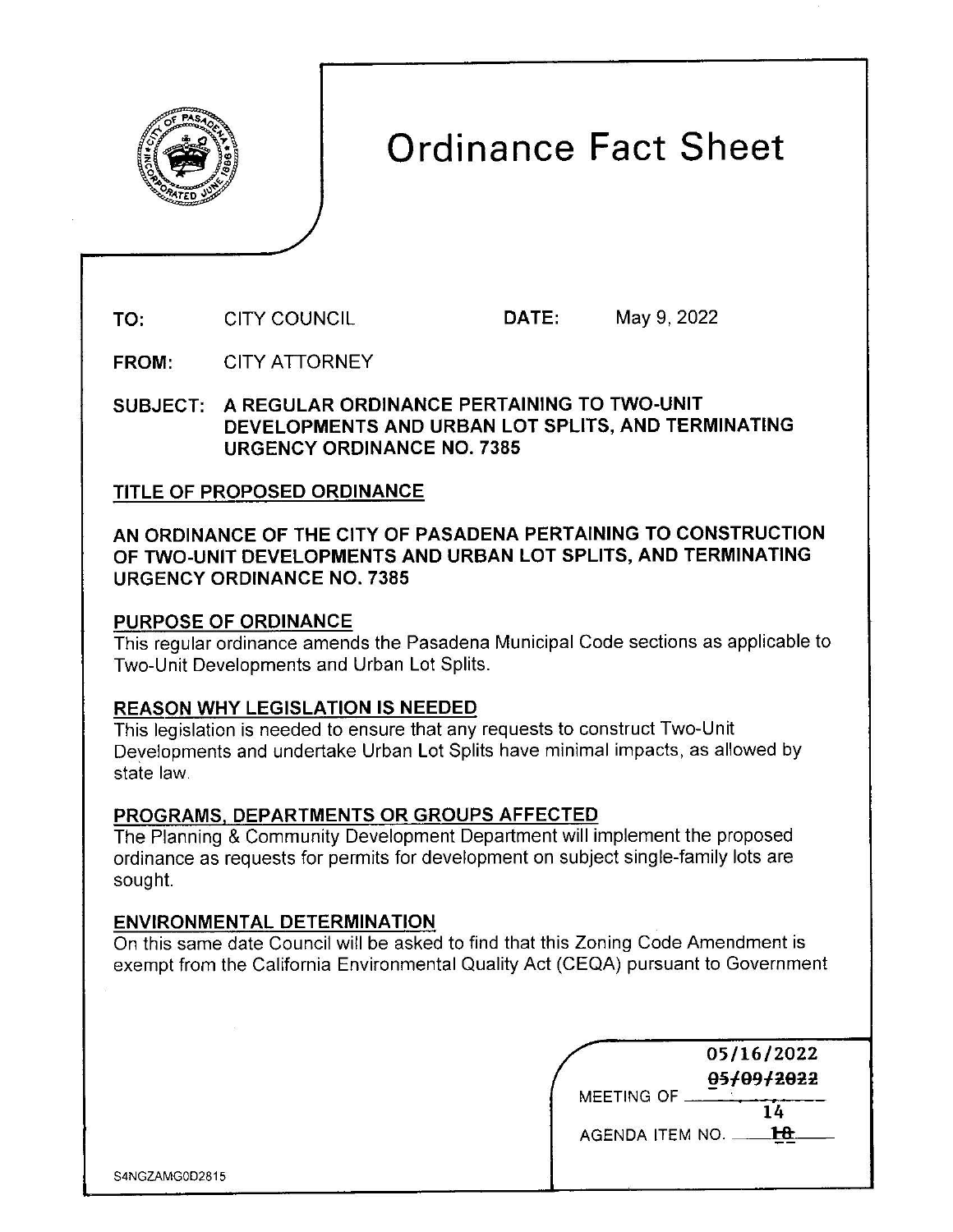# Ordinance Fact Sheet

**TO:** CITY COUNCIL **DATE:** May 9, 2022

**FROM:** CITY ATTORNEY

**SUBJECT: A REGULAR ORDINANCE PERTAINING TO TWO-UNIT DEVELOPMENTS AND URBAN LOT SPLITS, AND TERMINATING URGENCY ORDINANCE NO. 7385**

## TITLE OF PROPOSED ORDINANCE

**AN ORDINANCE OF THE CITY OF PASADENA PERTAINING TO CONSTRUCTION OF TWO-UNIT DEVELOPMENTS AND URBAN LOT SPLITS, AND TERMINATING URGENCY ORDINANCE NO. 7385**

## PURPOSE OF ORDINANCE

This regular ordinance amends the Pasadena Municipal Code sections as applicable to Two-Unit Developments and Urban Lot Splits.

## REASON WHY LEGISLATION IS NEEDED

This legislation is needed to ensure that any requests to construct Two-Unit Developments and undertake Urban Lot Splits have minimal impacts, as allowed by state law.

## PROGRAMS, DEPARTMENTS OR GROUPS AFFECTED

The Planning & Community Development Department will implement the proposed ordinance as requests for permits for development on subject single-family lots are sought.

## ENVIRONMENTAL DETERMINATION

On this same date Council will be asked to find that this Zoning Code Amendment is exempt from the California Environmental Quality Act (CEQA) pursuant to Government

MEETING OF 05/16/2022 ~~05/09/2022~~

AGENDA ITEM NO. 14 ~~10~~

S4NGZAMG0D2815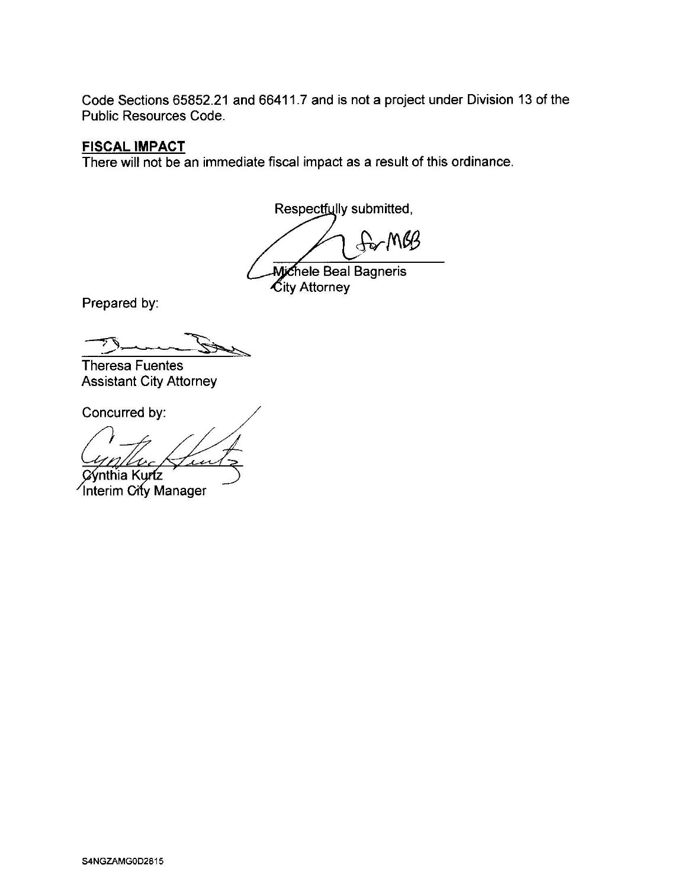Code Sections 65852.21 and 66411.7 and is not a project under Division 13 of the Public Resources Code.

**FISCAL IMPACT**

There will not be an immediate fiscal impact as a result of this ordinance.

Respectfully submitted,

for MBB

Michele Beal Bagneris
City Attorney

Prepared by:

Theresa Fuentes
Assistant City Attorney

Concurred by:

Cynthia Kurtz
Interim City Manager

S4NGZAMG0D2815